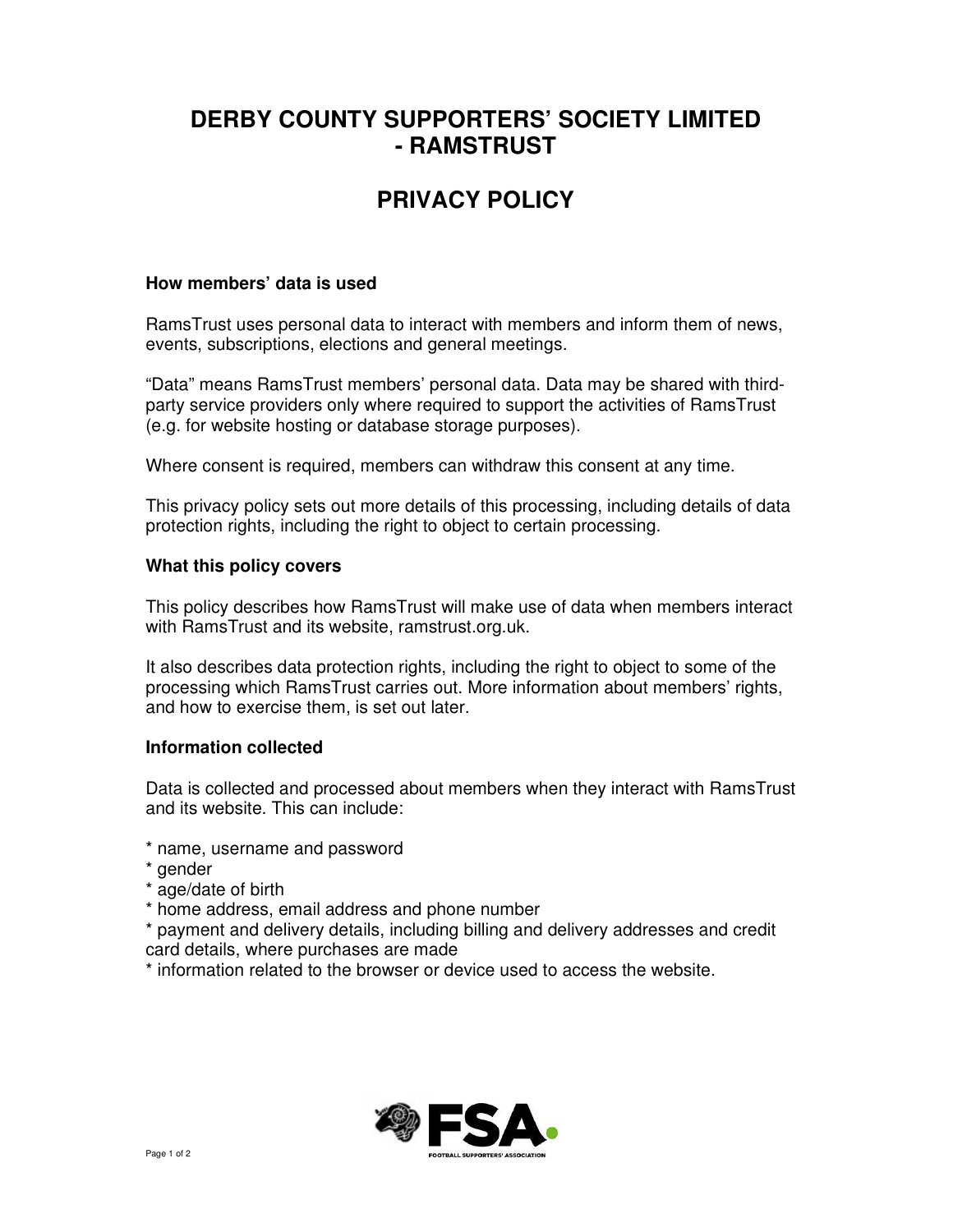# DERBY COUNTY SUPPORTERS' SOCIETY LIMITED - RAMSTRUST

# PRIVACY POLICY

### How members' data is used

RamsTrust uses personal data to interact with members and inform them of news, events, subscriptions, elections and general meetings.

"Data" means RamsTrust members' personal data. Data may be shared with third-party service providers only where required to support the activities of RamsTrust (e.g. for website hosting or database storage purposes).

Where consent is required, members can withdraw this consent at any time.

This privacy policy sets out more details of this processing, including details of data protection rights, including the right to object to certain processing.

### What this policy covers

This policy describes how RamsTrust will make use of data when members interact with RamsTrust and its website, ramstrust.org.uk.

It also describes data protection rights, including the right to object to some of the processing which RamsTrust carries out. More information about members' rights, and how to exercise them, is set out later.

### Information collected

Data is collected and processed about members when they interact with RamsTrust and its website. This can include:

* name, username and password
* gender
* age/date of birth
* home address, email address and phone number
* payment and delivery details, including billing and delivery addresses and credit card details, where purchases are made
* information related to the browser or device used to access the website.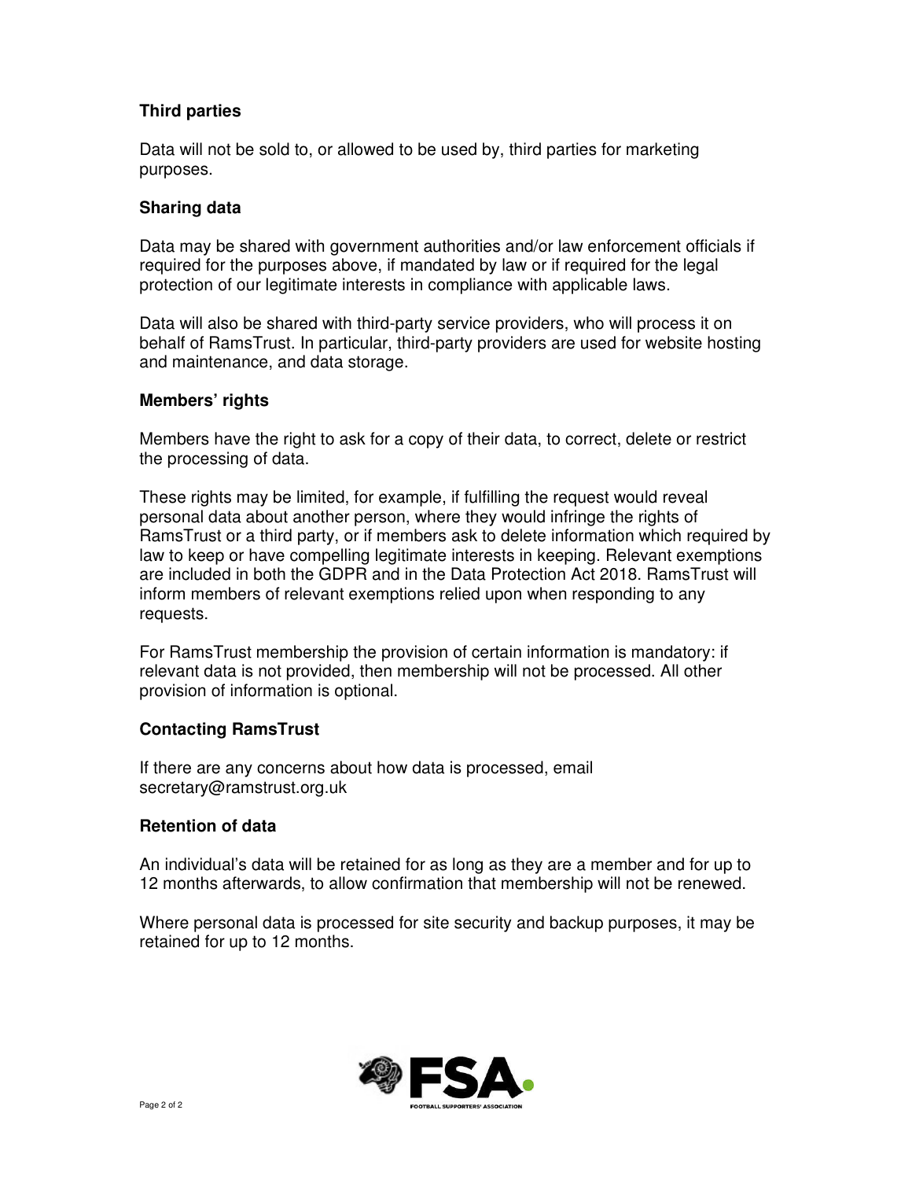### Third parties

Data will not be sold to, or allowed to be used by, third parties for marketing purposes.

### Sharing data

Data may be shared with government authorities and/or law enforcement officials if required for the purposes above, if mandated by law or if required for the legal protection of our legitimate interests in compliance with applicable laws.

Data will also be shared with third-party service providers, who will process it on behalf of RamsTrust. In particular, third-party providers are used for website hosting and maintenance, and data storage.

### Members' rights

Members have the right to ask for a copy of their data, to correct, delete or restrict the processing of data.

These rights may be limited, for example, if fulfilling the request would reveal personal data about another person, where they would infringe the rights of RamsTrust or a third party, or if members ask to delete information which required by law to keep or have compelling legitimate interests in keeping. Relevant exemptions are included in both the GDPR and in the Data Protection Act 2018. RamsTrust will inform members of relevant exemptions relied upon when responding to any requests.

For RamsTrust membership the provision of certain information is mandatory: if relevant data is not provided, then membership will not be processed. All other provision of information is optional.

### Contacting RamsTrust

If there are any concerns about how data is processed, email secretary@ramstrust.org.uk

### Retention of data

An individual's data will be retained for as long as they are a member and for up to 12 months afterwards, to allow confirmation that membership will not be renewed.

Where personal data is processed for site security and backup purposes, it may be retained for up to 12 months.